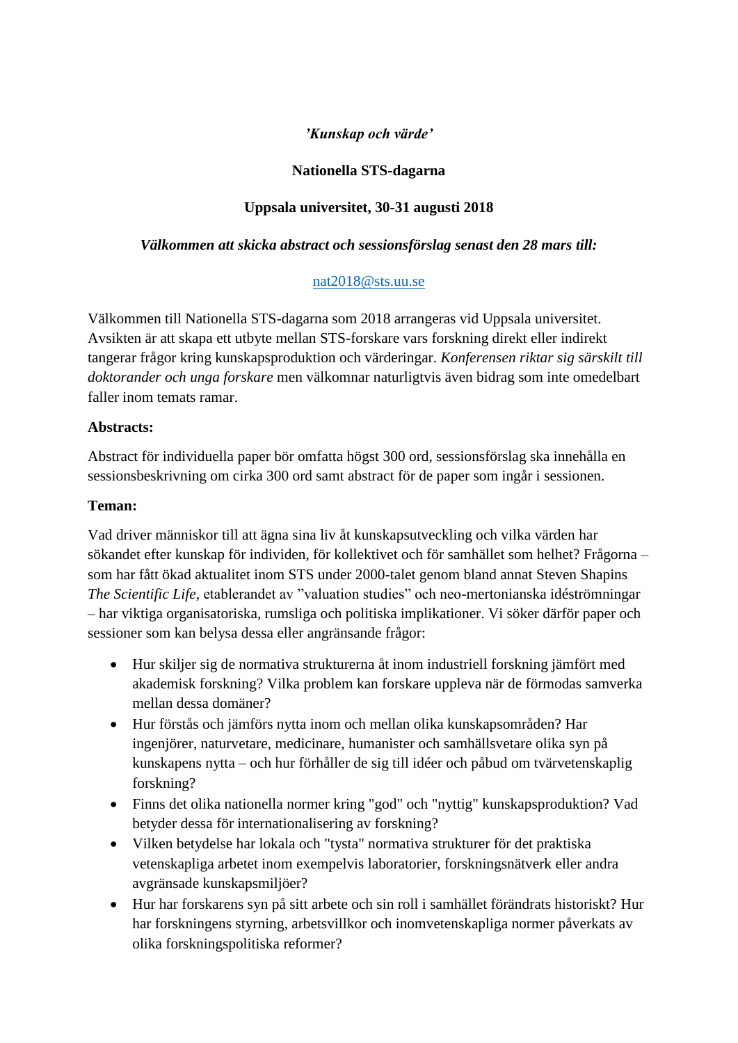*’Kunskap och värde’*

**Nationella STS-dagarna**

**Uppsala universitet, 30-31 augusti 2018**

***Välkommen att skicka abstract och sessionsförslag senast den 28 mars till:***

nat2018@sts.uu.se

Välkommen till Nationella STS-dagarna som 2018 arrangeras vid Uppsala universitet. Avsikten är att skapa ett utbyte mellan STS-forskare vars forskning direkt eller indirekt tangerar frågor kring kunskapsproduktion och värderingar. *Konferensen riktar sig särskilt till doktorander och unga forskare* men välkomnar naturligtvis även bidrag som inte omedelbart faller inom temats ramar.

**Abstracts:**

Abstract för individuella paper bör omfatta högst 300 ord, sessionsförslag ska innehålla en sessionsbeskrivning om cirka 300 ord samt abstract för de paper som ingår i sessionen.

**Teman:**

Vad driver människor till att ägna sina liv åt kunskapsutveckling och vilka värden har sökandet efter kunskap för individen, för kollektivet och för samhället som helhet? Frågorna – som har fått ökad aktualitet inom STS under 2000-talet genom bland annat Steven Shapins *The Scientific Life*, etablerandet av ”valuation studies” och neo-mertonianska idéströmningar – har viktiga organisatoriska, rumsliga och politiska implikationer. Vi söker därför paper och sessioner som kan belysa dessa eller angränsande frågor:

- Hur skiljer sig de normativa strukturerna åt inom industriell forskning jämfört med akademisk forskning? Vilka problem kan forskare uppleva när de förmodas samverka mellan dessa domäner?
- Hur förstås och jämförs nytta inom och mellan olika kunskapsområden? Har ingenjörer, naturvetare, medicinare, humanister och samhällsvetare olika syn på kunskapens nytta – och hur förhåller de sig till idéer och påbud om tvärvetenskaplig forskning?
- Finns det olika nationella normer kring "god" och "nyttig" kunskapsproduktion? Vad betyder dessa för internationalisering av forskning?
- Vilken betydelse har lokala och "tysta" normativa strukturer för det praktiska vetenskapliga arbetet inom exempelvis laboratorier, forskningsnätverk eller andra avgränsade kunskapsmiljöer?
- Hur har forskarens syn på sitt arbete och sin roll i samhället förändrats historiskt? Hur har forskningens styrning, arbetsvillkor och inomvetenskapliga normer påverkats av olika forskningspolitiska reformer?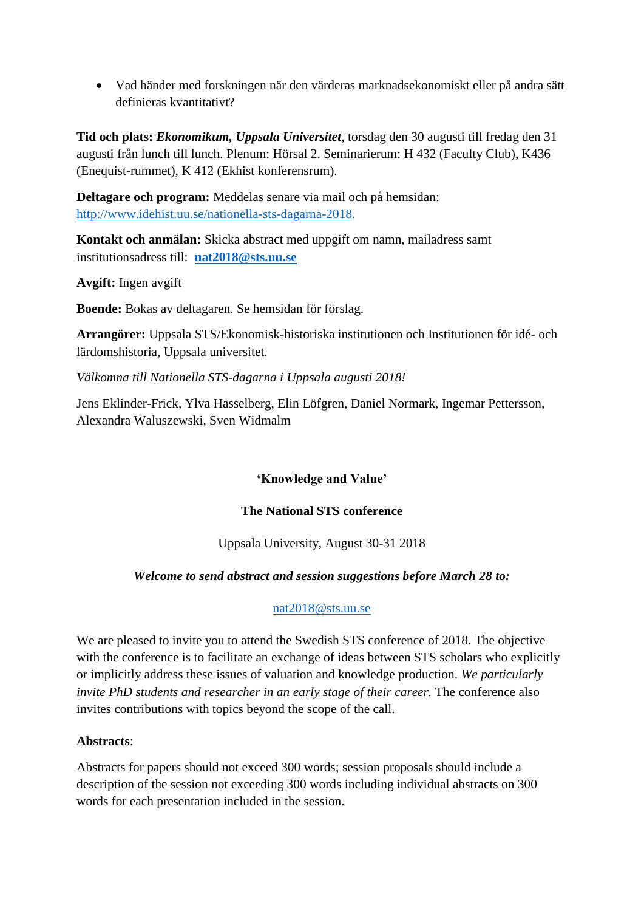- Vad händer med forskningen när den värderas marknadsekonomiskt eller på andra sätt definieras kvantitativt?

**Tid och plats:** ***Ekonomikum, Uppsala Universitet***, torsdag den 30 augusti till fredag den 31 augusti från lunch till lunch. Plenum: Hörsal 2. Seminarierum: H 432 (Faculty Club), K436 (Enequist-rummet), K 412 (Ekhist konferensrum).

**Deltagare och program:** Meddelas senare via mail och på hemsidan: http://www.idehist.uu.se/nationella-sts-dagarna-2018.

**Kontakt och anmälan:** Skicka abstract med uppgift om namn, mailadress samt institutionsadress till: **nat2018@sts.uu.se**

**Avgift:** Ingen avgift

**Boende:** Bokas av deltagaren. Se hemsidan för förslag.

**Arrangörer:** Uppsala STS/Ekonomisk-historiska institutionen och Institutionen för idé- och lärdomshistoria, Uppsala universitet.

*Välkomna till Nationella STS-dagarna i Uppsala augusti 2018!*

Jens Eklinder-Frick, Ylva Hasselberg, Elin Löfgren, Daniel Normark, Ingemar Pettersson, Alexandra Waluszewski, Sven Widmalm

**'Knowledge and Value'**

**The National STS conference**

Uppsala University, August 30-31 2018

***Welcome to send abstract and session suggestions before March 28 to:***

nat2018@sts.uu.se

We are pleased to invite you to attend the Swedish STS conference of 2018. The objective with the conference is to facilitate an exchange of ideas between STS scholars who explicitly or implicitly address these issues of valuation and knowledge production. *We particularly invite PhD students and researcher in an early stage of their career.* The conference also invites contributions with topics beyond the scope of the call.

**Abstracts**:

Abstracts for papers should not exceed 300 words; session proposals should include a description of the session not exceeding 300 words including individual abstracts on 300 words for each presentation included in the session.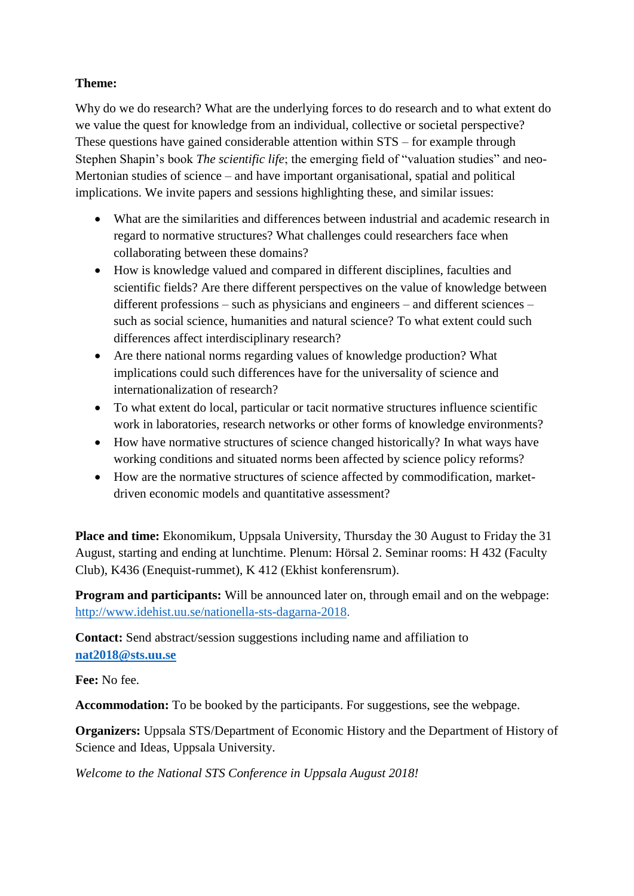**Theme:**

Why do we do research? What are the underlying forces to do research and to what extent do we value the quest for knowledge from an individual, collective or societal perspective? These questions have gained considerable attention within STS – for example through Stephen Shapin's book *The scientific life*; the emerging field of "valuation studies" and neo-Mertonian studies of science – and have important organisational, spatial and political implications. We invite papers and sessions highlighting these, and similar issues:

- What are the similarities and differences between industrial and academic research in regard to normative structures? What challenges could researchers face when collaborating between these domains?
- How is knowledge valued and compared in different disciplines, faculties and scientific fields? Are there different perspectives on the value of knowledge between different professions – such as physicians and engineers – and different sciences – such as social science, humanities and natural science? To what extent could such differences affect interdisciplinary research?
- Are there national norms regarding values of knowledge production? What implications could such differences have for the universality of science and internationalization of research?
- To what extent do local, particular or tacit normative structures influence scientific work in laboratories, research networks or other forms of knowledge environments?
- How have normative structures of science changed historically? In what ways have working conditions and situated norms been affected by science policy reforms?
- How are the normative structures of science affected by commodification, market-driven economic models and quantitative assessment?

**Place and time:** Ekonomikum, Uppsala University, Thursday the 30 August to Friday the 31 August, starting and ending at lunchtime. Plenum: Hörsal 2. Seminar rooms: H 432 (Faculty Club), K436 (Enequist-rummet), K 412 (Ekhist konferensrum).

**Program and participants:** Will be announced later on, through email and on the webpage: [http://www.idehist.uu.se/nationella-sts-dagarna-2018](http://www.idehist.uu.se/nationella-sts-dagarna-2018).

**Contact:** Send abstract/session suggestions including name and affiliation to **nat2018@sts.uu.se**

**Fee:** No fee.

**Accommodation:** To be booked by the participants. For suggestions, see the webpage.

**Organizers:** Uppsala STS/Department of Economic History and the Department of History of Science and Ideas, Uppsala University.

*Welcome to the National STS Conference in Uppsala August 2018!*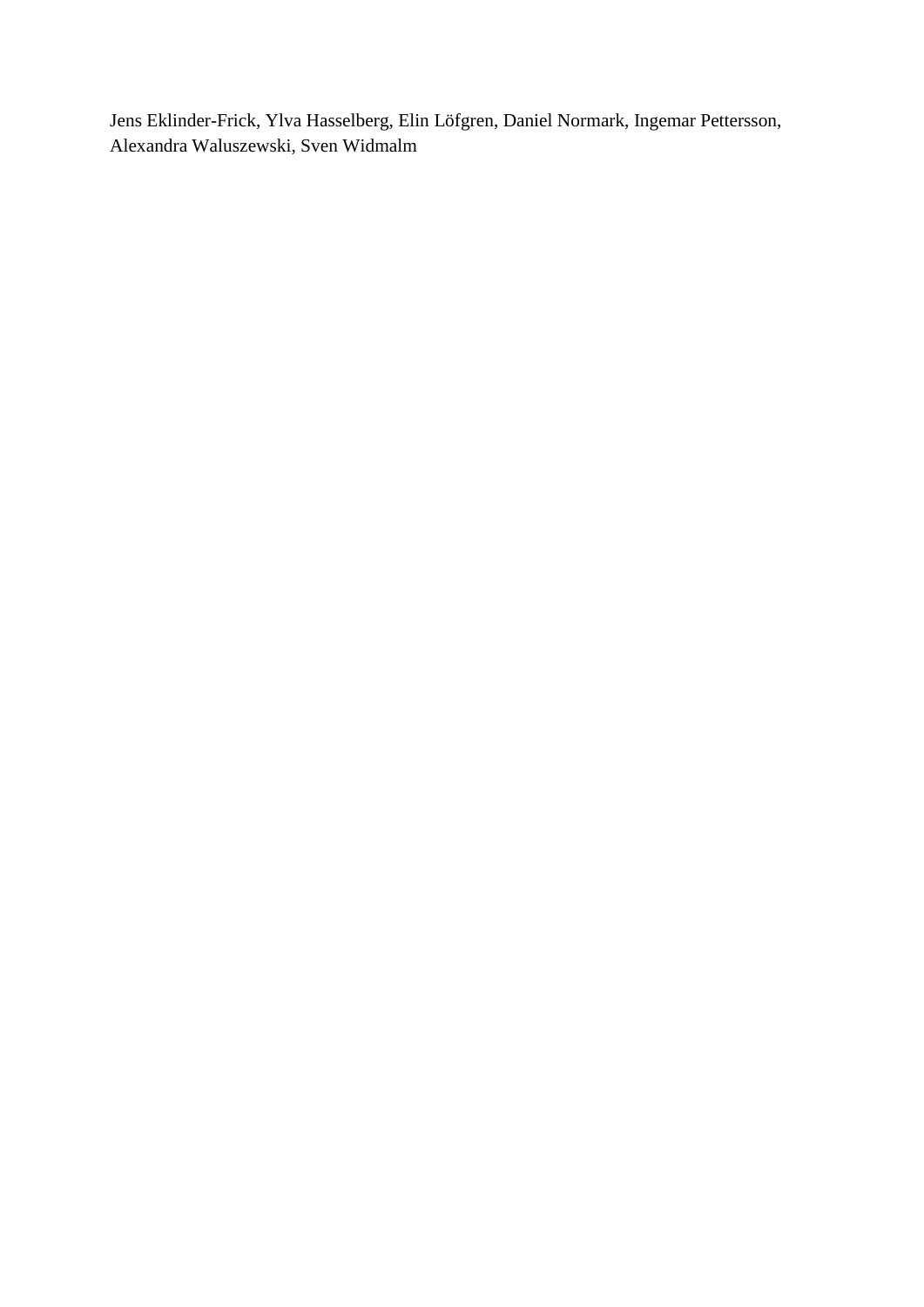Jens Eklinder-Frick, Ylva Hasselberg, Elin Löfgren, Daniel Normark, Ingemar Pettersson, Alexandra Waluszewski, Sven Widmalm